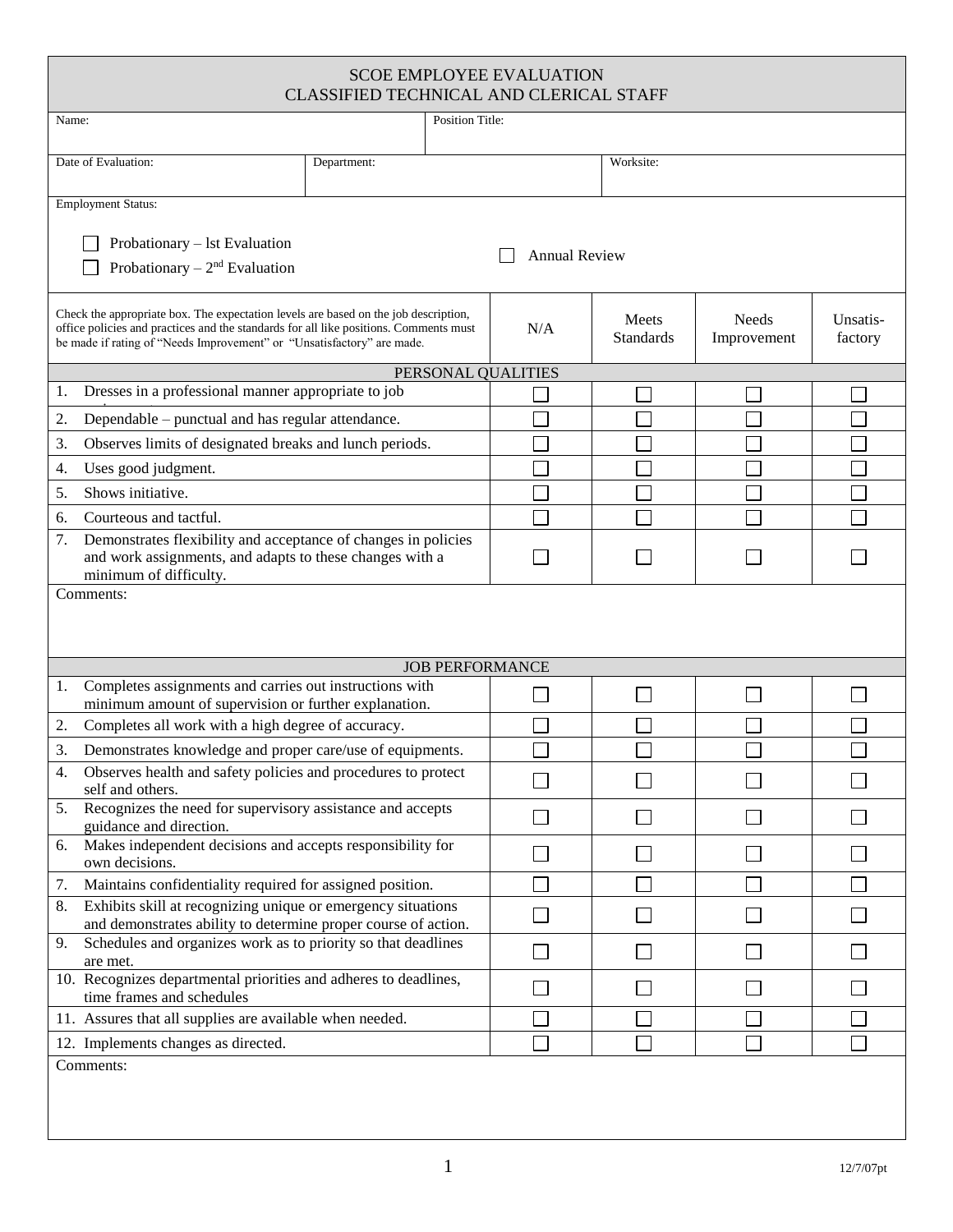# SCOE EMPLOYEE EVALUATION
## CLASSIFIED TECHNICAL AND CLERICAL STAFF

| Name: | Position Title: |
|---|---|
| | |

| Date of Evaluation: | Department: | Worksite: |
|---|---|---|
| | | |

Employment Status:

- ☐ Probationary – lst Evaluation
- ☐ Probationary – 2nd Evaluation
- ☐ Annual Review

| Check the appropriate box. The expectation levels are based on the job description, office policies and practices and the standards for all like positions. Comments must be made if rating of "Needs Improvement" or "Unsatisfactory" are made. | N/A | Meets Standards | Needs Improvement | Unsatis-factory |
|---|---|---|---|---|
| **PERSONAL QUALITIES** | | | | |
| 1. Dresses in a professional manner appropriate to job | ☐ | ☐ | ☐ | ☐ |
| 2. Dependable – punctual and has regular attendance. | ☐ | ☐ | ☐ | ☐ |
| 3. Observes limits of designated breaks and lunch periods. | ☐ | ☐ | ☐ | ☐ |
| 4. Uses good judgment. | ☐ | ☐ | ☐ | ☐ |
| 5. Shows initiative. | ☐ | ☐ | ☐ | ☐ |
| 6. Courteous and tactful. | ☐ | ☐ | ☐ | ☐ |
| 7. Demonstrates flexibility and acceptance of changes in policies and work assignments, and adapts to these changes with a minimum of difficulty. | ☐ | ☐ | ☐ | ☐ |

Comments:

| **JOB PERFORMANCE** | N/A | Meets Standards | Needs Improvement | Unsatis-factory |
|---|---|---|---|---|
| 1. Completes assignments and carries out instructions with minimum amount of supervision or further explanation. | ☐ | ☐ | ☐ | ☐ |
| 2. Completes all work with a high degree of accuracy. | ☐ | ☐ | ☐ | ☐ |
| 3. Demonstrates knowledge and proper care/use of equipments. | ☐ | ☐ | ☐ | ☐ |
| 4. Observes health and safety policies and procedures to protect self and others. | ☐ | ☐ | ☐ | ☐ |
| 5. Recognizes the need for supervisory assistance and accepts guidance and direction. | ☐ | ☐ | ☐ | ☐ |
| 6. Makes independent decisions and accepts responsibility for own decisions. | ☐ | ☐ | ☐ | ☐ |
| 7. Maintains confidentiality required for assigned position. | ☐ | ☐ | ☐ | ☐ |
| 8. Exhibits skill at recognizing unique or emergency situations and demonstrates ability to determine proper course of action. | ☐ | ☐ | ☐ | ☐ |
| 9. Schedules and organizes work as to priority so that deadlines are met. | ☐ | ☐ | ☐ | ☐ |
| 10. Recognizes departmental priorities and adheres to deadlines, time frames and schedules | ☐ | ☐ | ☐ | ☐ |
| 11. Assures that all supplies are available when needed. | ☐ | ☐ | ☐ | ☐ |
| 12. Implements changes as directed. | ☐ | ☐ | ☐ | ☐ |

Comments:

12/7/07pt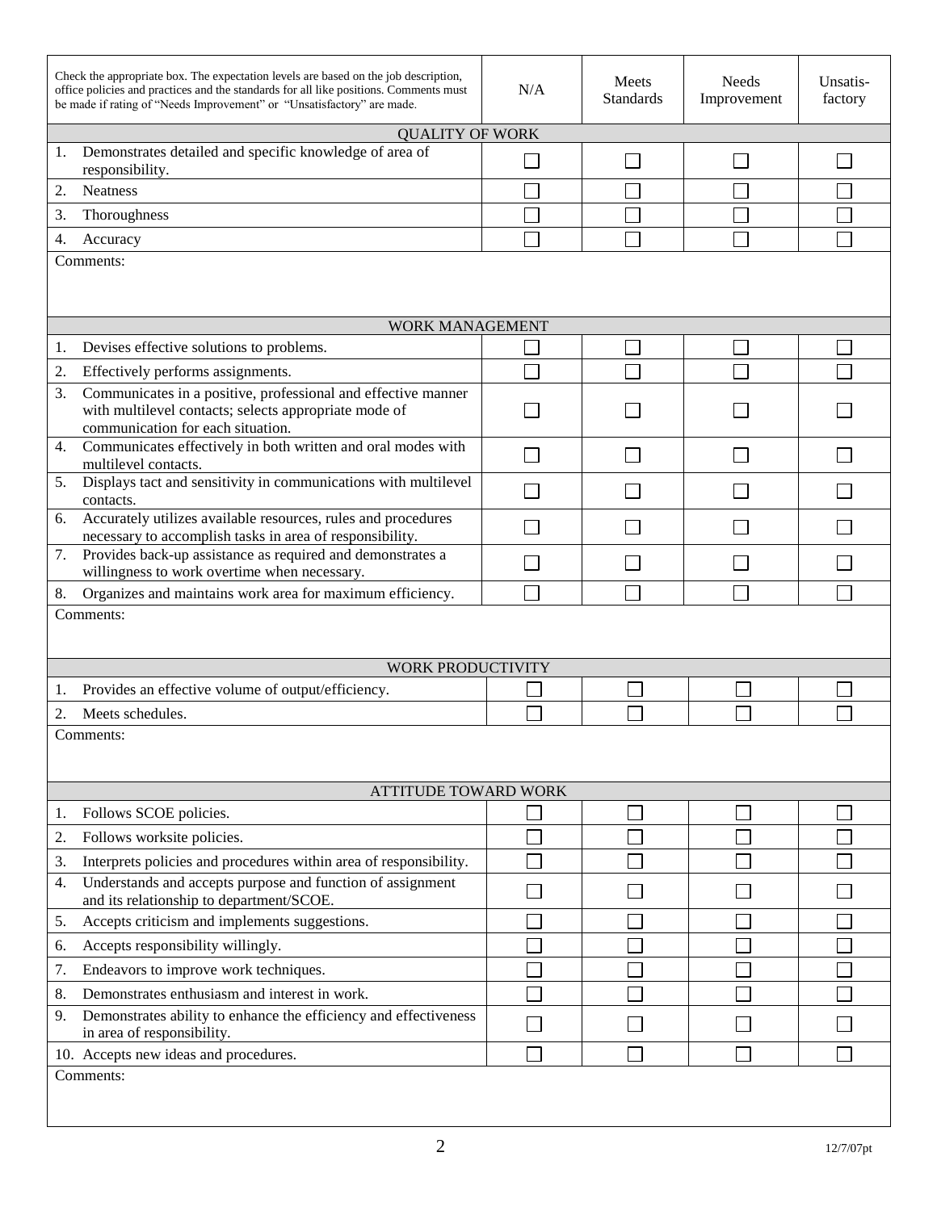| Check the appropriate box. The expectation levels are based on the job description, office policies and practices and the standards for all like positions. Comments must be made if rating of "Needs Improvement" or "Unsatisfactory" are made. | N/A | Meets Standards | Needs Improvement | Unsatis-factory |
|---|---|---|---|---|
| **QUALITY OF WORK** | | | | |
| 1. Demonstrates detailed and specific knowledge of area of responsibility. | ☐ | ☐ | ☐ | ☐ |
| 2. Neatness | ☐ | ☐ | ☐ | ☐ |
| 3. Thoroughness | ☐ | ☐ | ☐ | ☐ |
| 4. Accuracy | ☐ | ☐ | ☐ | ☐ |
| Comments: | | | | |
| **WORK MANAGEMENT** | | | | |
| 1. Devises effective solutions to problems. | ☐ | ☐ | ☐ | ☐ |
| 2. Effectively performs assignments. | ☐ | ☐ | ☐ | ☐ |
| 3. Communicates in a positive, professional and effective manner with multilevel contacts; selects appropriate mode of communication for each situation. | ☐ | ☐ | ☐ | ☐ |
| 4. Communicates effectively in both written and oral modes with multilevel contacts. | ☐ | ☐ | ☐ | ☐ |
| 5. Displays tact and sensitivity in communications with multilevel contacts. | ☐ | ☐ | ☐ | ☐ |
| 6. Accurately utilizes available resources, rules and procedures necessary to accomplish tasks in area of responsibility. | ☐ | ☐ | ☐ | ☐ |
| 7. Provides back-up assistance as required and demonstrates a willingness to work overtime when necessary. | ☐ | ☐ | ☐ | ☐ |
| 8. Organizes and maintains work area for maximum efficiency. | ☐ | ☐ | ☐ | ☐ |
| Comments: | | | | |
| **WORK PRODUCTIVITY** | | | | |
| 1. Provides an effective volume of output/efficiency. | ☐ | ☐ | ☐ | ☐ |
| 2. Meets schedules. | ☐ | ☐ | ☐ | ☐ |
| Comments: | | | | |
| **ATTITUDE TOWARD WORK** | | | | |
| 1. Follows SCOE policies. | ☐ | ☐ | ☐ | ☐ |
| 2. Follows worksite policies. | ☐ | ☐ | ☐ | ☐ |
| 3. Interprets policies and procedures within area of responsibility. | ☐ | ☐ | ☐ | ☐ |
| 4. Understands and accepts purpose and function of assignment and its relationship to department/SCOE. | ☐ | ☐ | ☐ | ☐ |
| 5. Accepts criticism and implements suggestions. | ☐ | ☐ | ☐ | ☐ |
| 6. Accepts responsibility willingly. | ☐ | ☐ | ☐ | ☐ |
| 7. Endeavors to improve work techniques. | ☐ | ☐ | ☐ | ☐ |
| 8. Demonstrates enthusiasm and interest in work. | ☐ | ☐ | ☐ | ☐ |
| 9. Demonstrates ability to enhance the efficiency and effectiveness in area of responsibility. | ☐ | ☐ | ☐ | ☐ |
| 10. Accepts new ideas and procedures. | ☐ | ☐ | ☐ | ☐ |
| Comments: | | | | |

12/7/07pt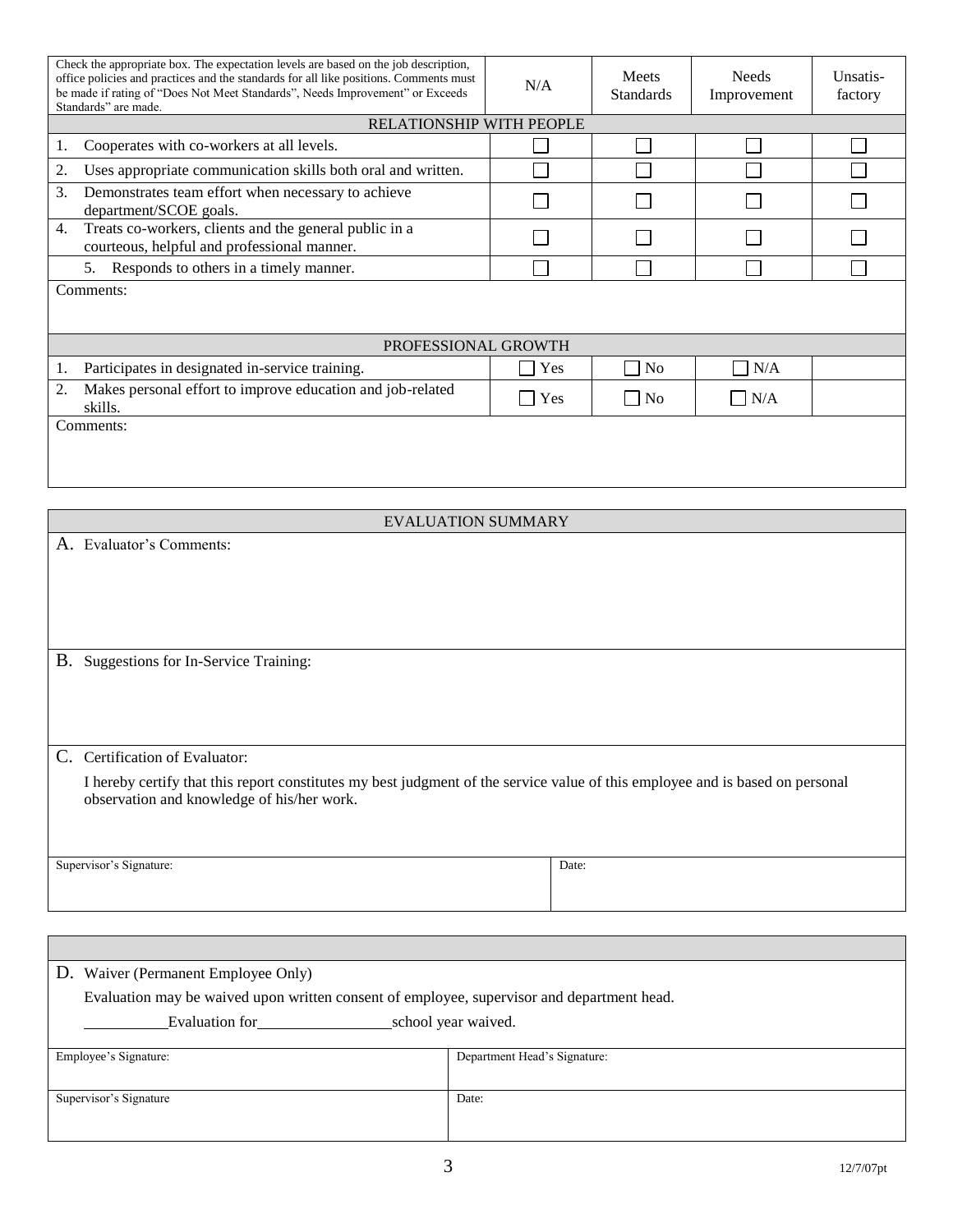| Check the appropriate box. The expectation levels are based on the job description, office policies and practices and the standards for all like positions. Comments must be made if rating of "Does Not Meet Standards", Needs Improvement" or Exceeds Standards" are made. | N/A | Meets Standards | Needs Improvement | Unsatis-factory |
|---|---|---|---|---|
| RELATIONSHIP WITH PEOPLE | | | | |
| 1. Cooperates with co-workers at all levels. | ☐ | ☐ | ☐ | ☐ |
| 2. Uses appropriate communication skills both oral and written. | ☐ | ☐ | ☐ | ☐ |
| 3. Demonstrates team effort when necessary to achieve department/SCOE goals. | ☐ | ☐ | ☐ | ☐ |
| 4. Treats co-workers, clients and the general public in a courteous, helpful and professional manner. | ☐ | ☐ | ☐ | ☐ |
| 5. Responds to others in a timely manner. | ☐ | ☐ | ☐ | ☐ |
| Comments: | | | | |
| PROFESSIONAL GROWTH | | | | |
| 1. Participates in designated in-service training. | ☐ Yes | ☐ No | ☐ N/A | |
| 2. Makes personal effort to improve education and job-related skills. | ☐ Yes | ☐ No | ☐ N/A | |
| Comments: | | | | |

## EVALUATION SUMMARY

A. Evaluator's Comments:

B. Suggestions for In-Service Training:

C. Certification of Evaluator:

I hereby certify that this report constitutes my best judgment of the service value of this employee and is based on personal observation and knowledge of his/her work.

| Supervisor's Signature: | Date: |
|---|---|
| | |

D. Waiver (Permanent Employee Only)

Evaluation may be waived upon written consent of employee, supervisor and department head.

\_\_\_\_\_\_\_\_\_\_Evaluation for\_\_\_\_\_\_\_\_\_\_\_\_\_\_\_\_school year waived.

| Employee's Signature: | Department Head's Signature: |
|---|---|
| Supervisor's Signature | Date: |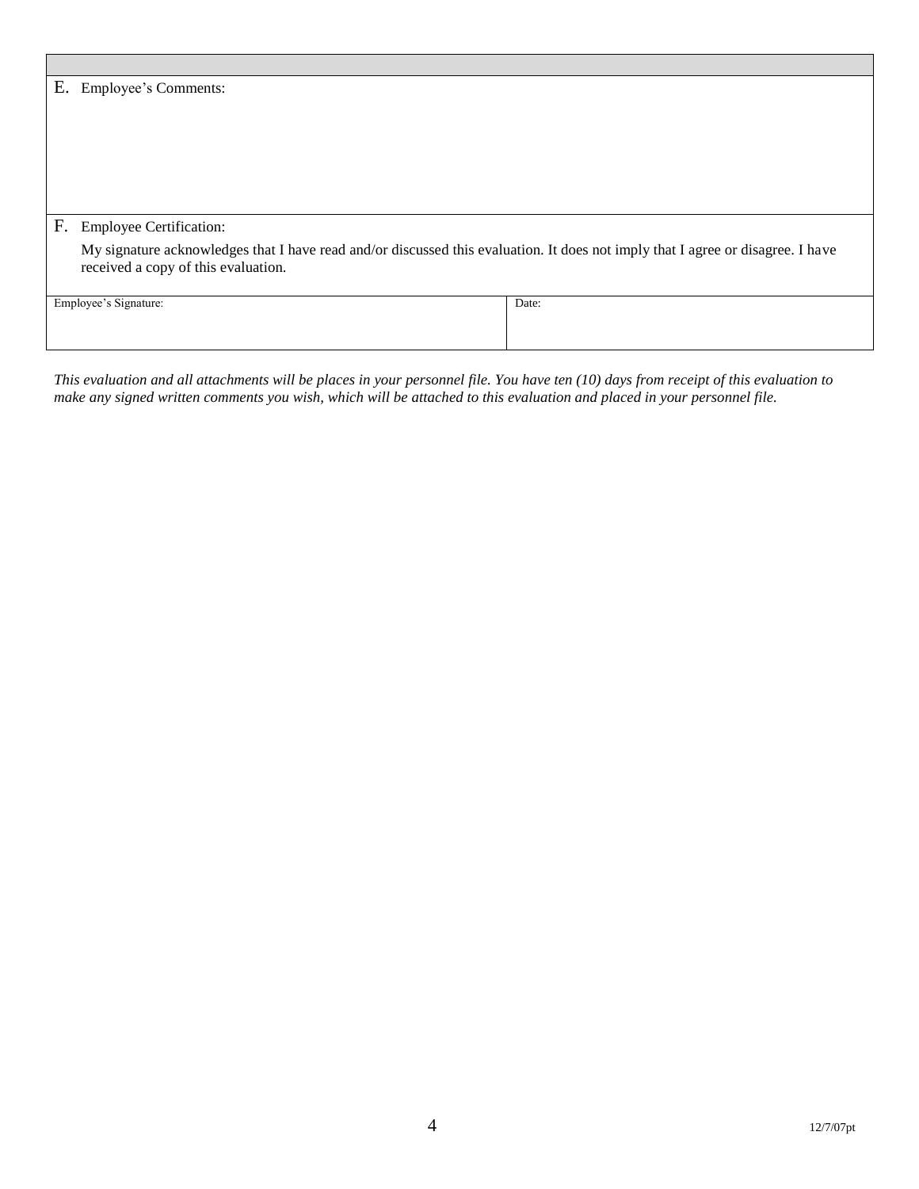E. Employee's Comments:

F. Employee Certification:

My signature acknowledges that I have read and/or discussed this evaluation. It does not imply that I agree or disagree. I have received a copy of this evaluation.

| Employee's Signature: | Date: |
|---|---|
| | |

*This evaluation and all attachments will be places in your personnel file. You have ten (10) days from receipt of this evaluation to make any signed written comments you wish, which will be attached to this evaluation and placed in your personnel file.*

12/7/07pt